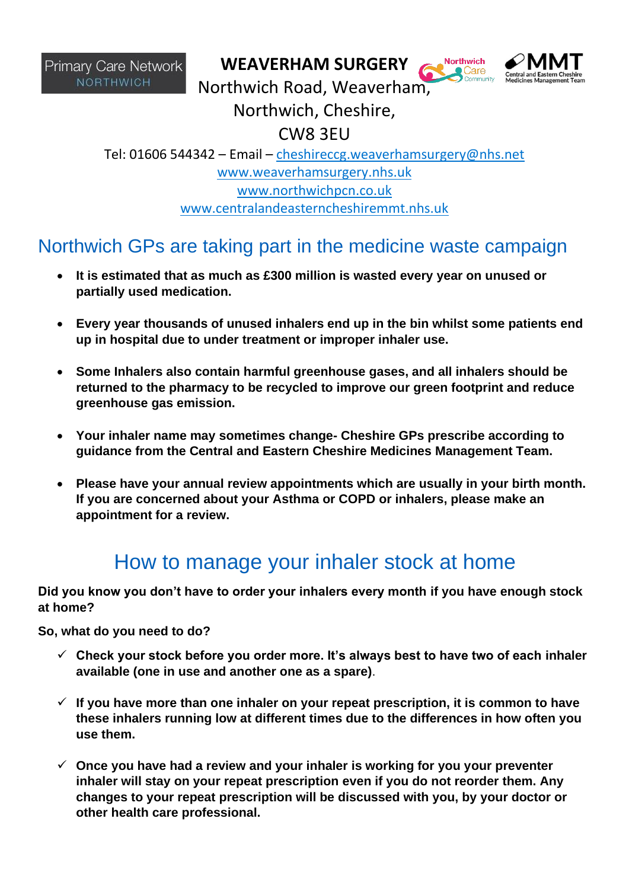Primary Care Network
NORTHWICH

**WEAVERHAM SURGERY**

Northwich Road, Weaverham,
Northwich, Cheshire,
CW8 3EU

Tel: 01606 544342 – Email – cheshireccg.weaverhamsurgery@nhs.net
www.weaverhamsurgery.nhs.uk
www.northwichpcn.co.uk
www.centralandeasterncheshiremmt.nhs.uk

## Northwich GPs are taking part in the medicine waste campaign

- **It is estimated that as much as £300 million is wasted every year on unused or partially used medication.**
- **Every year thousands of unused inhalers end up in the bin whilst some patients end up in hospital due to under treatment or improper inhaler use.**
- **Some Inhalers also contain harmful greenhouse gases, and all inhalers should be returned to the pharmacy to be recycled to improve our green footprint and reduce greenhouse gas emission.**
- **Your inhaler name may sometimes change- Cheshire GPs prescribe according to guidance from the Central and Eastern Cheshire Medicines Management Team.**
- **Please have your annual review appointments which are usually in your birth month. If you are concerned about your Asthma or COPD or inhalers, please make an appointment for a review.**

## How to manage your inhaler stock at home

**Did you know you don't have to order your inhalers every month if you have enough stock at home?**

**So, what do you need to do?**

- ✓ **Check your stock before you order more. It's always best to have two of each inhaler available (one in use and another one as a spare)**.
- ✓ **If you have more than one inhaler on your repeat prescription, it is common to have these inhalers running low at different times due to the differences in how often you use them.**
- ✓ **Once you have had a review and your inhaler is working for you your preventer inhaler will stay on your repeat prescription even if you do not reorder them. Any changes to your repeat prescription will be discussed with you, by your doctor or other health care professional.**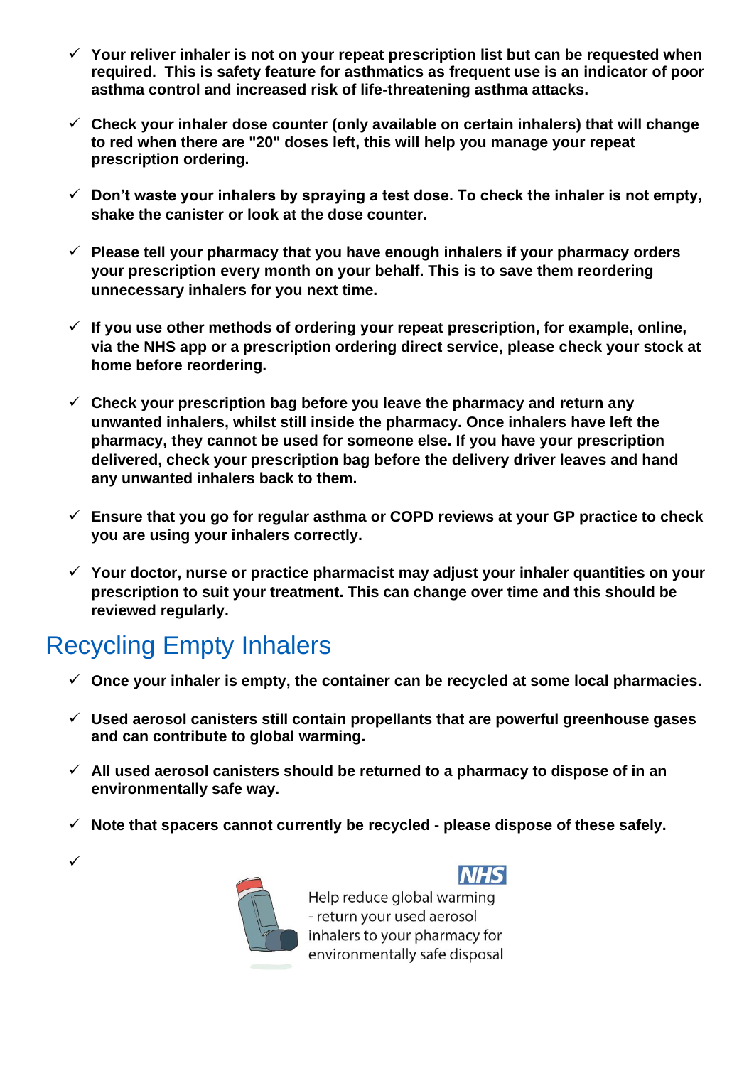- ✓ **Your reliver inhaler is not on your repeat prescription list but can be requested when required. This is safety feature for asthmatics as frequent use is an indicator of poor asthma control and increased risk of life-threatening asthma attacks.**

- ✓ **Check your inhaler dose counter (only available on certain inhalers) that will change to red when there are "20" doses left, this will help you manage your repeat prescription ordering.**

- ✓ **Don't waste your inhalers by spraying a test dose. To check the inhaler is not empty, shake the canister or look at the dose counter.**

- ✓ **Please tell your pharmacy that you have enough inhalers if your pharmacy orders your prescription every month on your behalf. This is to save them reordering unnecessary inhalers for you next time.**

- ✓ **If you use other methods of ordering your repeat prescription, for example, online, via the NHS app or a prescription ordering direct service, please check your stock at home before reordering.**

- ✓ **Check your prescription bag before you leave the pharmacy and return any unwanted inhalers, whilst still inside the pharmacy. Once inhalers have left the pharmacy, they cannot be used for someone else. If you have your prescription delivered, check your prescription bag before the delivery driver leaves and hand any unwanted inhalers back to them.**

- ✓ **Ensure that you go for regular asthma or COPD reviews at your GP practice to check you are using your inhalers correctly.**

- ✓ **Your doctor, nurse or practice pharmacist may adjust your inhaler quantities on your prescription to suit your treatment. This can change over time and this should be reviewed regularly.**

## Recycling Empty Inhalers

- ✓ **Once your inhaler is empty, the container can be recycled at some local pharmacies.**

- ✓ **Used aerosol canisters still contain propellants that are powerful greenhouse gases and can contribute to global warming.**

- ✓ **All used aerosol canisters should be returned to a pharmacy to dispose of in an environmentally safe way.**

- ✓ **Note that spacers cannot currently be recycled - please dispose of these safely.**

- ✓

NHS

Help reduce global warming - return your used aerosol inhalers to your pharmacy for environmentally safe disposal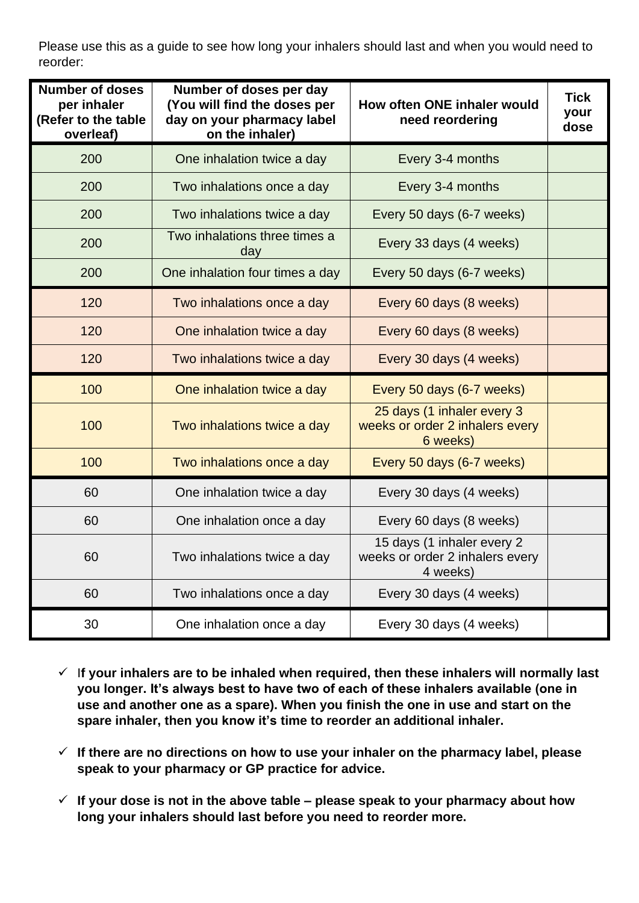Please use this as a guide to see how long your inhalers should last and when you would need to reorder:

| Number of doses per inhaler (Refer to the table overleaf) | Number of doses per day (You will find the doses per day on your pharmacy label on the inhaler) | How often ONE inhaler would need reordering | Tick your dose |
|---|---|---|---|
| 200 | One inhalation twice a day | Every 3-4 months | |
| 200 | Two inhalations once a day | Every 3-4 months | |
| 200 | Two inhalations twice a day | Every 50 days (6-7 weeks) | |
| 200 | Two inhalations three times a day | Every 33 days (4 weeks) | |
| 200 | One inhalation four times a day | Every 50 days (6-7 weeks) | |
| 120 | Two inhalations once a day | Every 60 days (8 weeks) | |
| 120 | One inhalation twice a day | Every 60 days (8 weeks) | |
| 120 | Two inhalations twice a day | Every 30 days (4 weeks) | |
| 100 | One inhalation twice a day | Every 50 days (6-7 weeks) | |
| 100 | Two inhalations twice a day | 25 days (1 inhaler every 3 weeks or order 2 inhalers every 6 weeks) | |
| 100 | Two inhalations once a day | Every 50 days (6-7 weeks) | |
| 60 | One inhalation twice a day | Every 30 days (4 weeks) | |
| 60 | One inhalation once a day | Every 60 days (8 weeks) | |
| 60 | Two inhalations twice a day | 15 days (1 inhaler every 2 weeks or order 2 inhalers every 4 weeks) | |
| 60 | Two inhalations once a day | Every 30 days (4 weeks) | |
| 30 | One inhalation once a day | Every 30 days (4 weeks) | |

- ✓ **If your inhalers are to be inhaled when required, then these inhalers will normally last you longer. It's always best to have two of each of these inhalers available (one in use and another one as a spare). When you finish the one in use and start on the spare inhaler, then you know it's time to reorder an additional inhaler.**

- ✓ **If there are no directions on how to use your inhaler on the pharmacy label, please speak to your pharmacy or GP practice for advice.**

- ✓ **If your dose is not in the above table – please speak to your pharmacy about how long your inhalers should last before you need to reorder more.**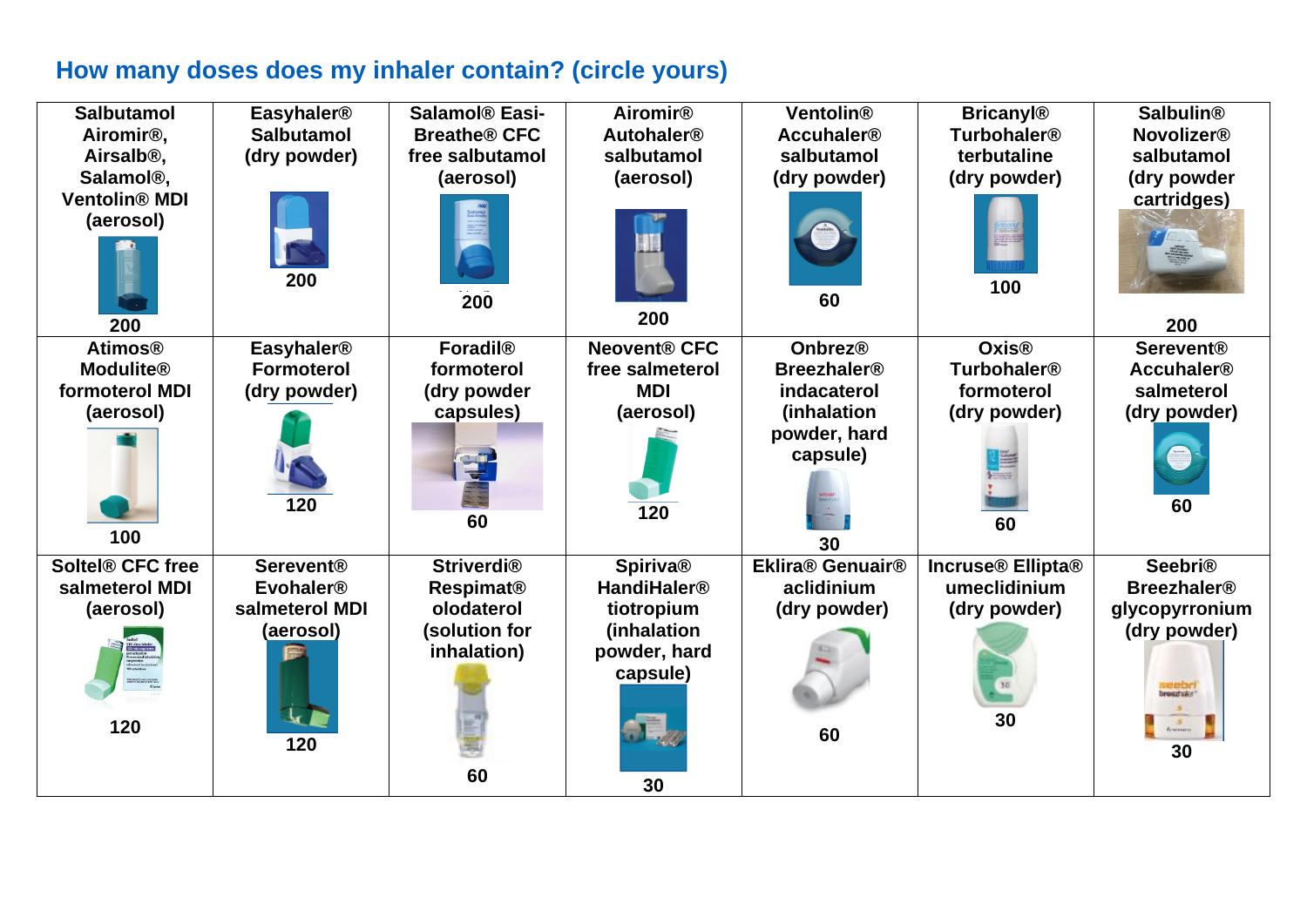## How many doses does my inhaler contain? (circle yours)

| **Salbutamol Airomir®, Airsalb®, Salamol®, Ventolin® MDI (aerosol)** | **Easyhaler® Salbutamol (dry powder)** | **Salamol® Easi-Breathe® CFC free salbutamol (aerosol)** | **Airomir® Autohaler® salbutamol (aerosol)** | **Ventolin® Accuhaler® salbutamol (dry powder)** | **Bricanyl® Turbohaler® terbutaline (dry powder)** | **Salbulin® Novolizer® salbutamol (dry powder cartridges)** |
|---|---|---|---|---|---|---|
| **200** | **200** | **200** | **200** | **60** | **100** | **200** |
| **Atimos® Modulite® formoterol MDI (aerosol)** | **Easyhaler® Formoterol (dry powder)** | **Foradil® formoterol (dry powder capsules)** | **Neovent® CFC free salmeterol MDI (aerosol)** | **Onbrez® Breezhaler® indacaterol (inhalation powder, hard capsule)** | **Oxis® Turbohaler® formoterol (dry powder)** | **Serevent® Accuhaler® salmeterol (dry powder)** |
| **100** | **120** | **60** | **120** | **30** | **60** | **60** |
| **Soltel® CFC free salmeterol MDI (aerosol)** | **Serevent® Evohaler® salmeterol MDI (aerosol)** | **Striverdi® Respimat® olodaterol (solution for inhalation)** | **Spiriva® HandiHaler® tiotropium (inhalation powder, hard capsule)** | **Eklira® Genuair® aclidinium (dry powder)** | **Incruse® Ellipta® umeclidinium (dry powder)** | **Seebri® Breezhaler® glycopyrronium (dry powder)** |
| **120** | **120** | **60** | **30** | **60** | **30** | **30** |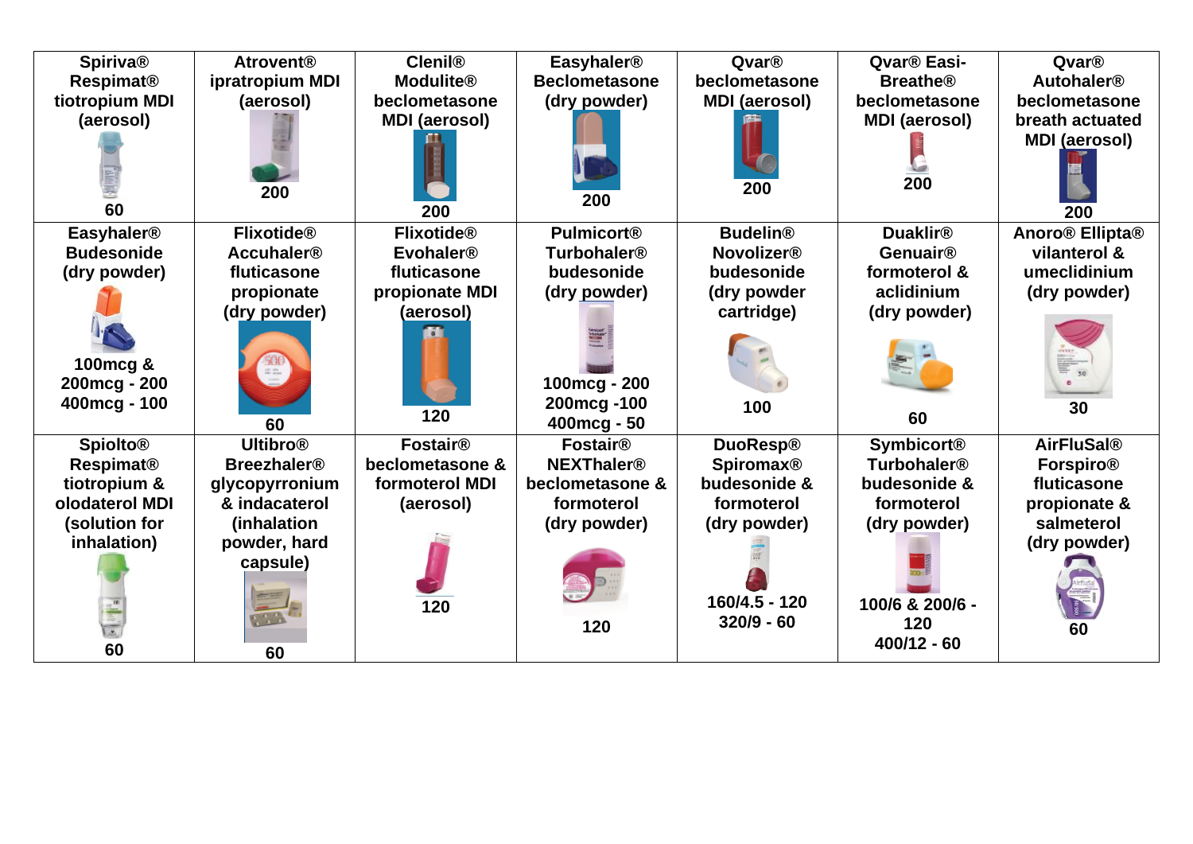| Spiriva® Respimat® tiotropium MDI (aerosol) 60 | Atrovent® ipratropium MDI (aerosol) 200 | Clenil® Modulite® beclometasone MDI (aerosol) 200 | Easyhaler® Beclometasone (dry powder) 200 | Qvar® beclometasone MDI (aerosol) 200 | Qvar® Easi-Breathe® beclometasone MDI (aerosol) 200 | Qvar® Autohaler® beclometasone breath actuated MDI (aerosol) 200 |
|---|---|---|---|---|---|---|
| **Easyhaler® Budesonide (dry powder)** 100mcg & 200mcg - 200 400mcg - 100 | **Flixotide® Accuhaler® fluticasone propionate (dry powder)** 60 | **Flixotide® Evohaler® fluticasone propionate MDI (aerosol)** 120 | **Pulmicort® Turbohaler® budesonide (dry powder)** 100mcg - 200 200mcg -100 400mcg - 50 | **Budelin® Novolizer® budesonide (dry powder cartridge)** 100 | **Duaklir® Genuair® formoterol & aclidinium (dry powder)** 60 | **Anoro® Ellipta® vilanterol & umeclidinium (dry powder)** 30 |
| **Spiolto® Respimat® tiotropium & olodaterol MDI (solution for inhalation)** 60 | **Ultibro® Breezhaler® glycopyrronium & indacaterol (inhalation powder, hard capsule)** 60 | **Fostair® beclometasone & formoterol MDI (aerosol)** 120 | **Fostair® NEXThaler® beclometasone & formoterol (dry powder)** 120 | **DuoResp® Spiromax® budesonide & formoterol (dry powder)** 160/4.5 - 120 320/9 - 60 | **Symbicort® Turbohaler® budesonide & formoterol (dry powder)** 100/6 & 200/6 - 120 400/12 - 60 | **AirFluSal® Forspiro® fluticasone propionate & salmeterol (dry powder)** 60 |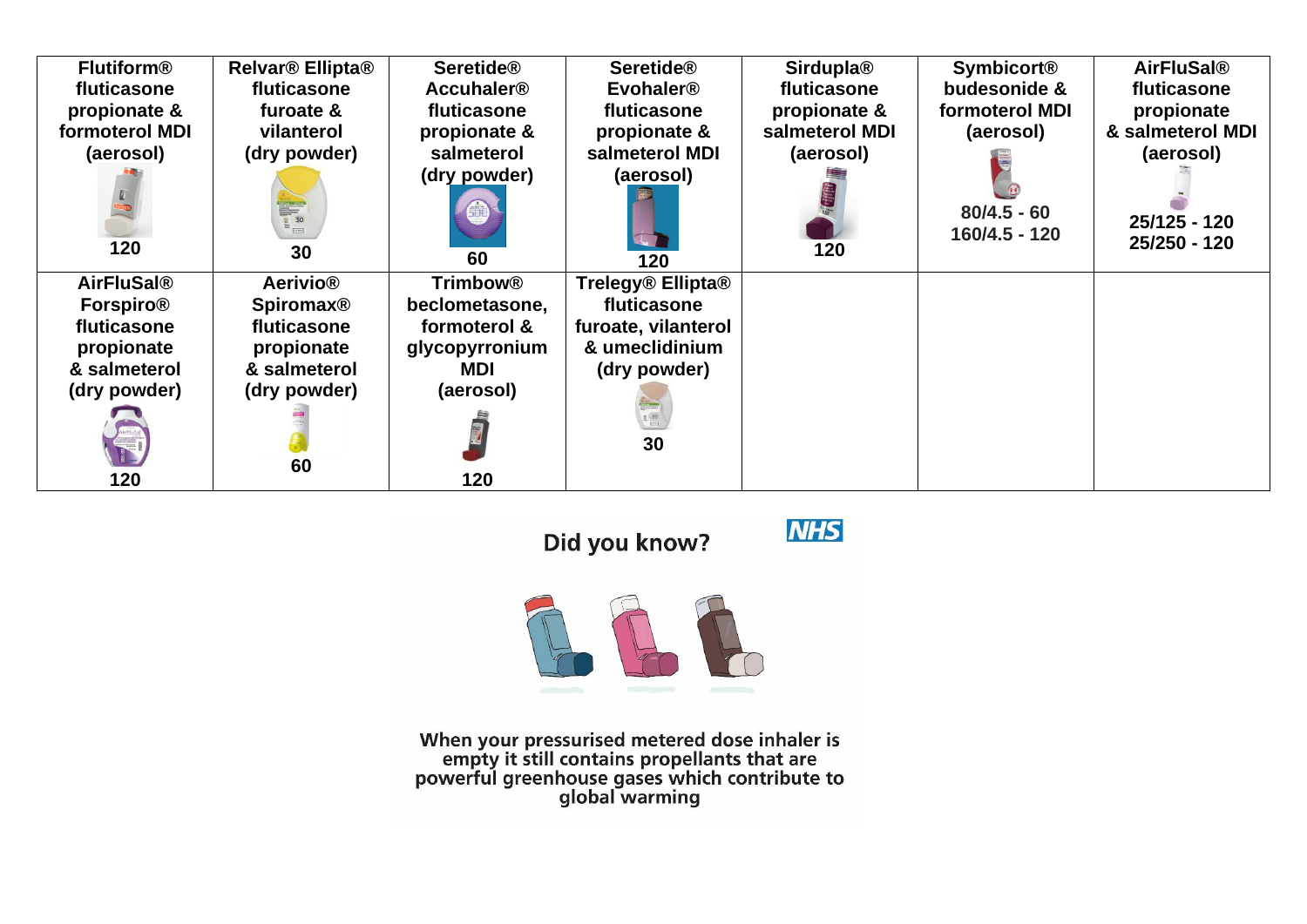| | | | | | | |
|---|---|---|---|---|---|---|
| **Flutiform® fluticasone propionate & formoterol MDI (aerosol)**<br>**120** | **Relvar® Ellipta® fluticasone furoate & vilanterol (dry powder)**<br>**30** | **Seretide® Accuhaler® fluticasone propionate & salmeterol (dry powder)**<br>**60** | **Seretide® Evohaler® fluticasone propionate & salmeterol MDI (aerosol)**<br>**120** | **Sirdupla® fluticasone propionate & salmeterol MDI (aerosol)**<br>**120** | **Symbicort® budesonide & formoterol MDI (aerosol)**<br>**80/4.5 - 60**<br>**160/4.5 - 120** | **AirFluSal® fluticasone propionate & salmeterol MDI (aerosol)**<br>**25/125 - 120**<br>**25/250 - 120** |
| **AirFluSal® Forspiro® fluticasone propionate & salmeterol (dry powder)**<br>**120** | **Aerivio® Spiromax® fluticasone propionate & salmeterol (dry powder)**<br>**60** | **Trimbow® beclometasone, formoterol & glycopyrronium MDI (aerosol)**<br>**120** | **Trelegy® Ellipta® fluticasone furoate, vilanterol & umeclidinium (dry powder)**<br>**30** | | | |

**Did you know?**

NHS

When your pressurised metered dose inhaler is empty it still contains propellants that are powerful greenhouse gases which contribute to global warming